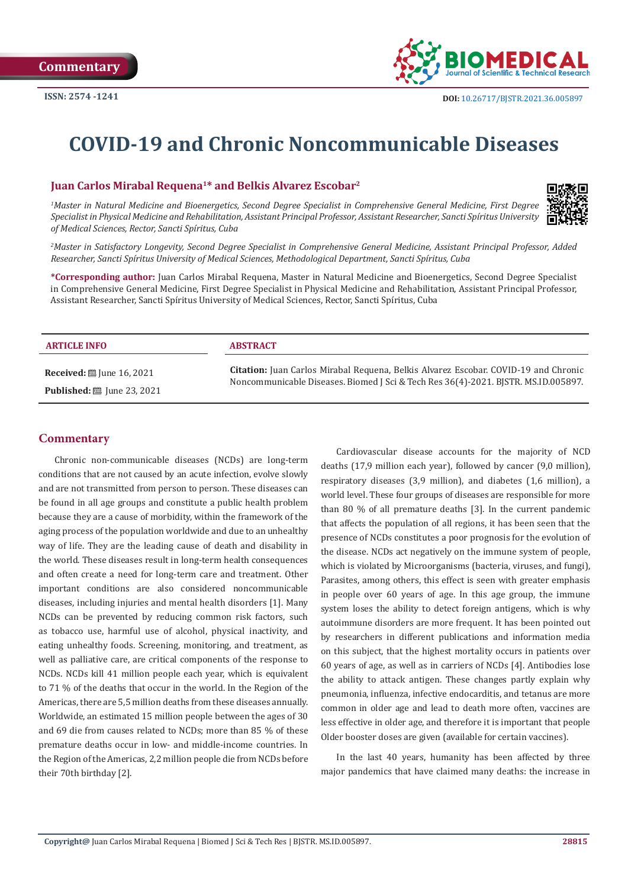Commentary

ISSN: 2574 -1241

DOI: 10.26717/BJSTR.2021.36.005897

# COVID-19 and Chronic Noncommunicable Diseases

**Juan Carlos Mirabal Requena[1]* and Belkis Alvarez Escobar[2]**

*[1]Master in Natural Medicine and Bioenergetics, Second Degree Specialist in Comprehensive General Medicine, First Degree Specialist in Physical Medicine and Rehabilitation, Assistant Principal Professor, Assistant Researcher, Sancti Spíritus University of Medical Sciences, Rector, Sancti Spíritus, Cuba*

*[2]Master in Satisfactory Longevity, Second Degree Specialist in Comprehensive General Medicine, Assistant Principal Professor, Added Researcher, Sancti Spíritus University of Medical Sciences, Methodological Department, Sancti Spíritus, Cuba*

**\*Corresponding author:** Juan Carlos Mirabal Requena, Master in Natural Medicine and Bioenergetics, Second Degree Specialist in Comprehensive General Medicine, First Degree Specialist in Physical Medicine and Rehabilitation, Assistant Principal Professor, Assistant Researcher, Sancti Spíritus University of Medical Sciences, Rector, Sancti Spíritus, Cuba

**ARTICLE INFO**

**Received:** June 16, 2021

**Published:** June 23, 2021

**ABSTRACT**

**Citation:** Juan Carlos Mirabal Requena, Belkis Alvarez Escobar. COVID-19 and Chronic Noncommunicable Diseases. Biomed J Sci & Tech Res 36(4)-2021. BJSTR. MS.ID.005897.

## Commentary

Chronic non-communicable diseases (NCDs) are long-term conditions that are not caused by an acute infection, evolve slowly and are not transmitted from person to person. These diseases can be found in all age groups and constitute a public health problem because they are a cause of morbidity, within the framework of the aging process of the population worldwide and due to an unhealthy way of life. They are the leading cause of death and disability in the world. These diseases result in long-term health consequences and often create a need for long-term care and treatment. Other important conditions are also considered noncommunicable diseases, including injuries and mental health disorders [1]. Many NCDs can be prevented by reducing common risk factors, such as tobacco use, harmful use of alcohol, physical inactivity, and eating unhealthy foods. Screening, monitoring, and treatment, as well as palliative care, are critical components of the response to NCDs. NCDs kill 41 million people each year, which is equivalent to 71 % of the deaths that occur in the world. In the Region of the Americas, there are 5,5 million deaths from these diseases annually. Worldwide, an estimated 15 million people between the ages of 30 and 69 die from causes related to NCDs; more than 85 % of these premature deaths occur in low- and middle-income countries. In the Region of the Americas, 2,2 million people die from NCDs before their 70th birthday [2].

Cardiovascular disease accounts for the majority of NCD deaths (17,9 million each year), followed by cancer (9,0 million), respiratory diseases (3,9 million), and diabetes (1,6 million), a world level. These four groups of diseases are responsible for more than 80 % of all premature deaths [3]. In the current pandemic that affects the population of all regions, it has been seen that the presence of NCDs constitutes a poor prognosis for the evolution of the disease. NCDs act negatively on the immune system of people, which is violated by Microorganisms (bacteria, viruses, and fungi), Parasites, among others, this effect is seen with greater emphasis in people over 60 years of age. In this age group, the immune system loses the ability to detect foreign antigens, which is why autoimmune disorders are more frequent. It has been pointed out by researchers in different publications and information media on this subject, that the highest mortality occurs in patients over 60 years of age, as well as in carriers of NCDs [4]. Antibodies lose the ability to attack antigen. These changes partly explain why pneumonia, influenza, infective endocarditis, and tetanus are more common in older age and lead to death more often, vaccines are less effective in older age, and therefore it is important that people Older booster doses are given (available for certain vaccines).

In the last 40 years, humanity has been affected by three major pandemics that have claimed many deaths: the increase in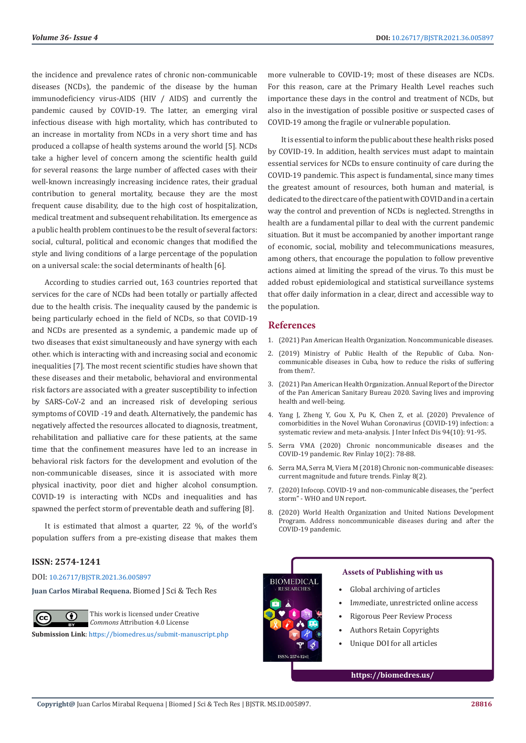the incidence and prevalence rates of chronic non-communicable diseases (NCDs), the pandemic of the disease by the human immunodeficiency virus-AIDS (HIV / AIDS) and currently the pandemic caused by COVID-19. The latter, an emerging viral infectious disease with high mortality, which has contributed to an increase in mortality from NCDs in a very short time and has produced a collapse of health systems around the world [5]. NCDs take a higher level of concern among the scientific health guild for several reasons: the large number of affected cases with their well-known increasingly increasing incidence rates, their gradual contribution to general mortality, because they are the most frequent cause disability, due to the high cost of hospitalization, medical treatment and subsequent rehabilitation. Its emergence as a public health problem continues to be the result of several factors: social, cultural, political and economic changes that modified the style and living conditions of a large percentage of the population on a universal scale: the social determinants of health [6].

According to studies carried out, 163 countries reported that services for the care of NCDs had been totally or partially affected due to the health crisis. The inequality caused by the pandemic is being particularly echoed in the field of NCDs, so that COVID-19 and NCDs are presented as a syndemic, a pandemic made up of two diseases that exist simultaneously and have synergy with each other. which is interacting with and increasing social and economic inequalities [7]. The most recent scientific studies have shown that these diseases and their metabolic, behavioral and environmental risk factors are associated with a greater susceptibility to infection by SARS-CoV-2 and an increased risk of developing serious symptoms of COVID -19 and death. Alternatively, the pandemic has negatively affected the resources allocated to diagnosis, treatment, rehabilitation and palliative care for these patients, at the same time that the confinement measures have led to an increase in behavioral risk factors for the development and evolution of the non-communicable diseases, since it is associated with more physical inactivity, poor diet and higher alcohol consumption. COVID-19 is interacting with NCDs and inequalities and has spawned the perfect storm of preventable death and suffering [8].

It is estimated that almost a quarter, 22 %, of the world's population suffers from a pre-existing disease that makes them more vulnerable to COVID-19; most of these diseases are NCDs. For this reason, care at the Primary Health Level reaches such importance these days in the control and treatment of NCDs, but also in the investigation of possible positive or suspected cases of COVID-19 among the fragile or vulnerable population.

It is essential to inform the public about these health risks posed by COVID-19. In addition, health services must adapt to maintain essential services for NCDs to ensure continuity of care during the COVID-19 pandemic. This aspect is fundamental, since many times the greatest amount of resources, both human and material, is dedicated to the direct care of the patient with COVID and in a certain way the control and prevention of NCDs is neglected. Strengths in health are a fundamental pillar to deal with the current pandemic situation. But it must be accompanied by another important range of economic, social, mobility and telecommunications measures, among others, that encourage the population to follow preventive actions aimed at limiting the spread of the virus. To this must be added robust epidemiological and statistical surveillance systems that offer daily information in a clear, direct and accessible way to the population.

## References

1. (2021) Pan American Health Organization. Noncommunicable diseases.
2. (2019) Ministry of Public Health of the Republic of Cuba. Non-communicable diseases in Cuba, how to reduce the risks of suffering from them?.
3. (2021) Pan American Health Organization. Annual Report of the Director of the Pan American Sanitary Bureau 2020. Saving lives and improving health and well-being.
4. Yang J, Zheng Y, Gou X, Pu K, Chen Z, et al. (2020) Prevalence of comorbidities in the Novel Wuhan Coronavirus (COVID-19) infection: a systematic review and meta-analysis. J Inter Infect Dis 94(10): 91-95.
5. Serra VMA (2020) Chronic noncommunicable diseases and the COVID-19 pandemic. Rev Finlay 10(2): 78-88.
6. Serra MA, Serra M, Viera M (2018) Chronic non-communicable diseases: current magnitude and future trends. Finlay 8(2).
7. (2020) Infocop. COVID-19 and non-communicable diseases, the "perfect storm" - WHO and UN report.
8. (2020) World Health Organization and United Nations Development Program. Address noncommunicable diseases during and after the COVID-19 pandemic.

**ISSN: 2574-1241**

DOI: 10.26717/BJSTR.2021.36.005897

**Juan Carlos Mirabal Requena.** Biomed J Sci & Tech Res

This work is licensed under Creative *Commons* Attribution 4.0 License

**Submission Link**: https://biomedres.us/submit-manuscript.php

**Assets of Publishing with us**

- Global archiving of articles
- Immediate, unrestricted online access
- Rigorous Peer Review Process
- Authors Retain Copyrights
- Unique DOI for all articles

**https://biomedres.us/**